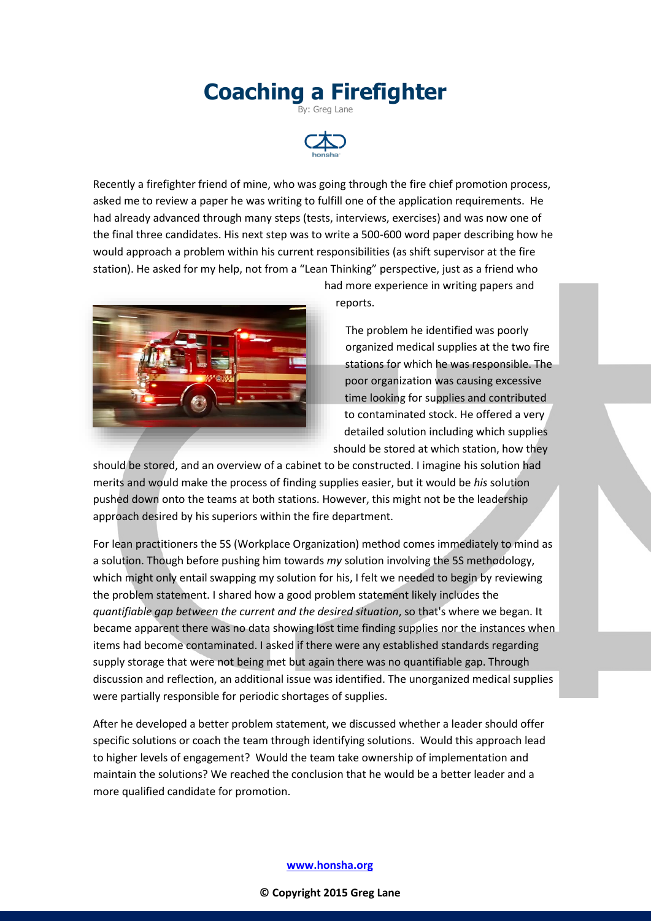# Coaching a Firefighter

By: Greg Lane

Recently a firefighter friend of mine, who was going through the fire chief promotion process, asked me to review a paper he was writing to fulfill one of the application requirements. He had already advanced through many steps (tests, interviews, exercises) and was now one of the final three candidates. His next step was to write a 500-600 word paper describing how he would approach a problem within his current responsibilities (as shift supervisor at the fire station). He asked for my help, not from a "Lean Thinking" perspective, just as a friend who had more experience in writing papers and reports.

The problem he identified was poorly organized medical supplies at the two fire stations for which he was responsible. The poor organization was causing excessive time looking for supplies and contributed to contaminated stock. He offered a very detailed solution including which supplies should be stored at which station, how they should be stored, and an overview of a cabinet to be constructed. I imagine his solution had merits and would make the process of finding supplies easier, but it would be *his* solution pushed down onto the teams at both stations. However, this might not be the leadership approach desired by his superiors within the fire department.

For lean practitioners the 5S (Workplace Organization) method comes immediately to mind as a solution. Though before pushing him towards *my* solution involving the 5S methodology, which might only entail swapping my solution for his, I felt we needed to begin by reviewing the problem statement. I shared how a good problem statement likely includes the *quantifiable gap between the current and the desired situation*, so that's where we began. It became apparent there was no data showing lost time finding supplies nor the instances when items had become contaminated. I asked if there were any established standards regarding supply storage that were not being met but again there was no quantifiable gap. Through discussion and reflection, an additional issue was identified. The unorganized medical supplies were partially responsible for periodic shortages of supplies.

After he developed a better problem statement, we discussed whether a leader should offer specific solutions or coach the team through identifying solutions. Would this approach lead to higher levels of engagement? Would the team take ownership of implementation and maintain the solutions? We reached the conclusion that he would be a better leader and a more qualified candidate for promotion.

www.honsha.org

© Copyright 2015 Greg Lane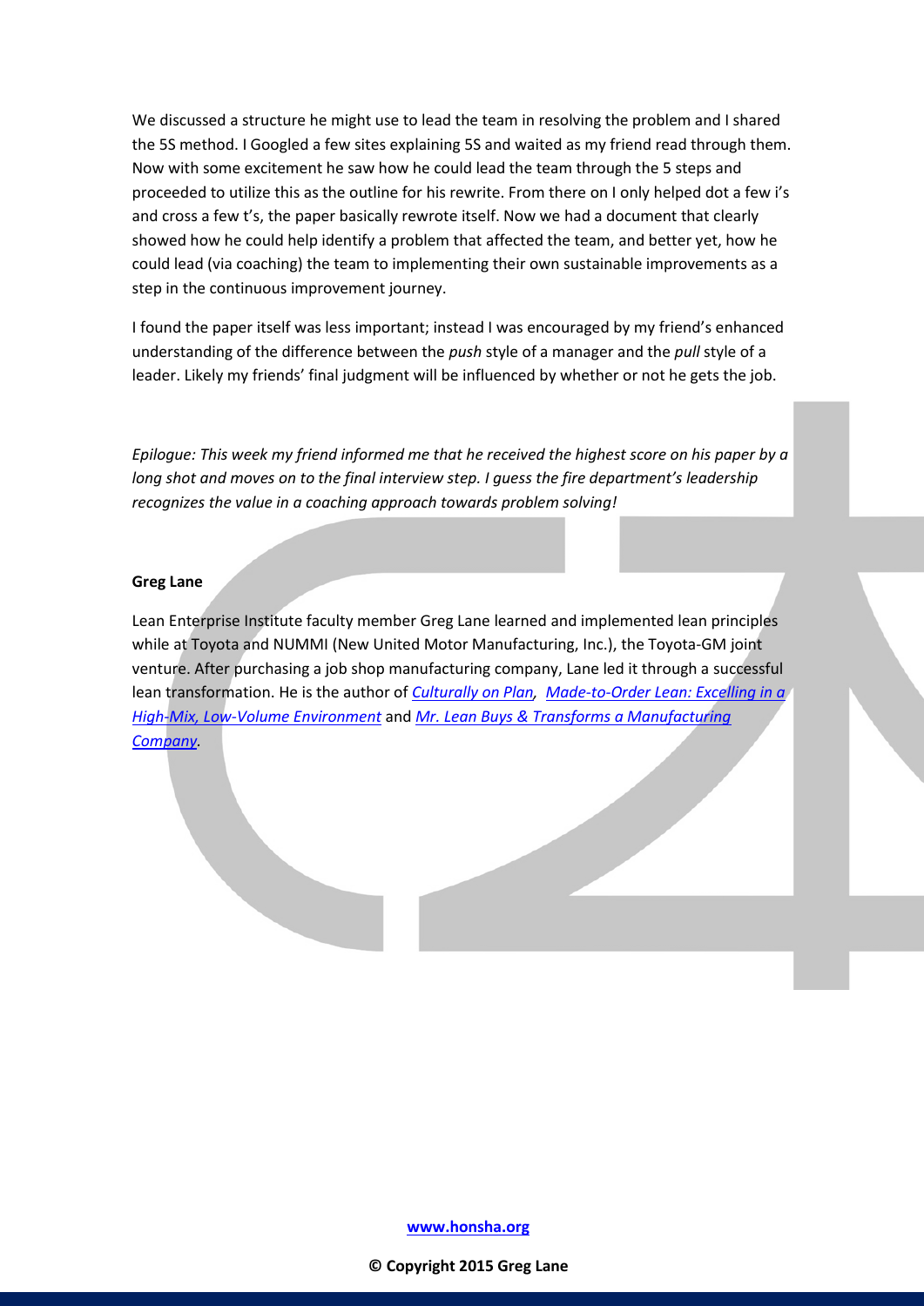We discussed a structure he might use to lead the team in resolving the problem and I shared the 5S method. I Googled a few sites explaining 5S and waited as my friend read through them. Now with some excitement he saw how he could lead the team through the 5 steps and proceeded to utilize this as the outline for his rewrite. From there on I only helped dot a few i's and cross a few t's, the paper basically rewrote itself. Now we had a document that clearly showed how he could help identify a problem that affected the team, and better yet, how he could lead (via coaching) the team to implementing their own sustainable improvements as a step in the continuous improvement journey.

I found the paper itself was less important; instead I was encouraged by my friend's enhanced understanding of the difference between the *push* style of a manager and the *pull* style of a leader. Likely my friends' final judgment will be influenced by whether or not he gets the job.

*Epilogue: This week my friend informed me that he received the highest score on his paper by a long shot and moves on to the final interview step. I guess the fire department's leadership recognizes the value in a coaching approach towards problem solving!*

**Greg Lane**

Lean Enterprise Institute faculty member Greg Lane learned and implemented lean principles while at Toyota and NUMMI (New United Motor Manufacturing, Inc.), the Toyota-GM joint venture. After purchasing a job shop manufacturing company, Lane led it through a successful lean transformation. He is the author of *Culturally on Plan*, *Made-to-Order Lean: Excelling in a High-Mix, Low-Volume Environment* and *Mr. Lean Buys & Transforms a Manufacturing Company*.

**www.honsha.org**

**© Copyright 2015 Greg Lane**